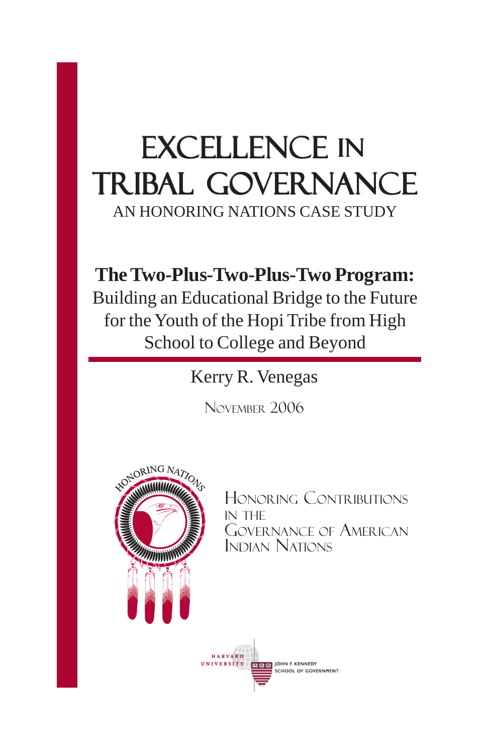# EXCELLENCE IN TRIBAL GOVERNANCE

AN HONORING NATIONS CASE STUDY

## The Two-Plus-Two-Plus-Two Program:

Building an Educational Bridge to the Future for the Youth of the Hopi Tribe from High School to College and Beyond

Kerry R. Venegas

November 2006

HONORING NATIONS

Honoring Contributions in the Governance of American Indian Nations

HARVARD UNIVERSITY

JOHN F. KENNEDY SCHOOL OF GOVERNMENT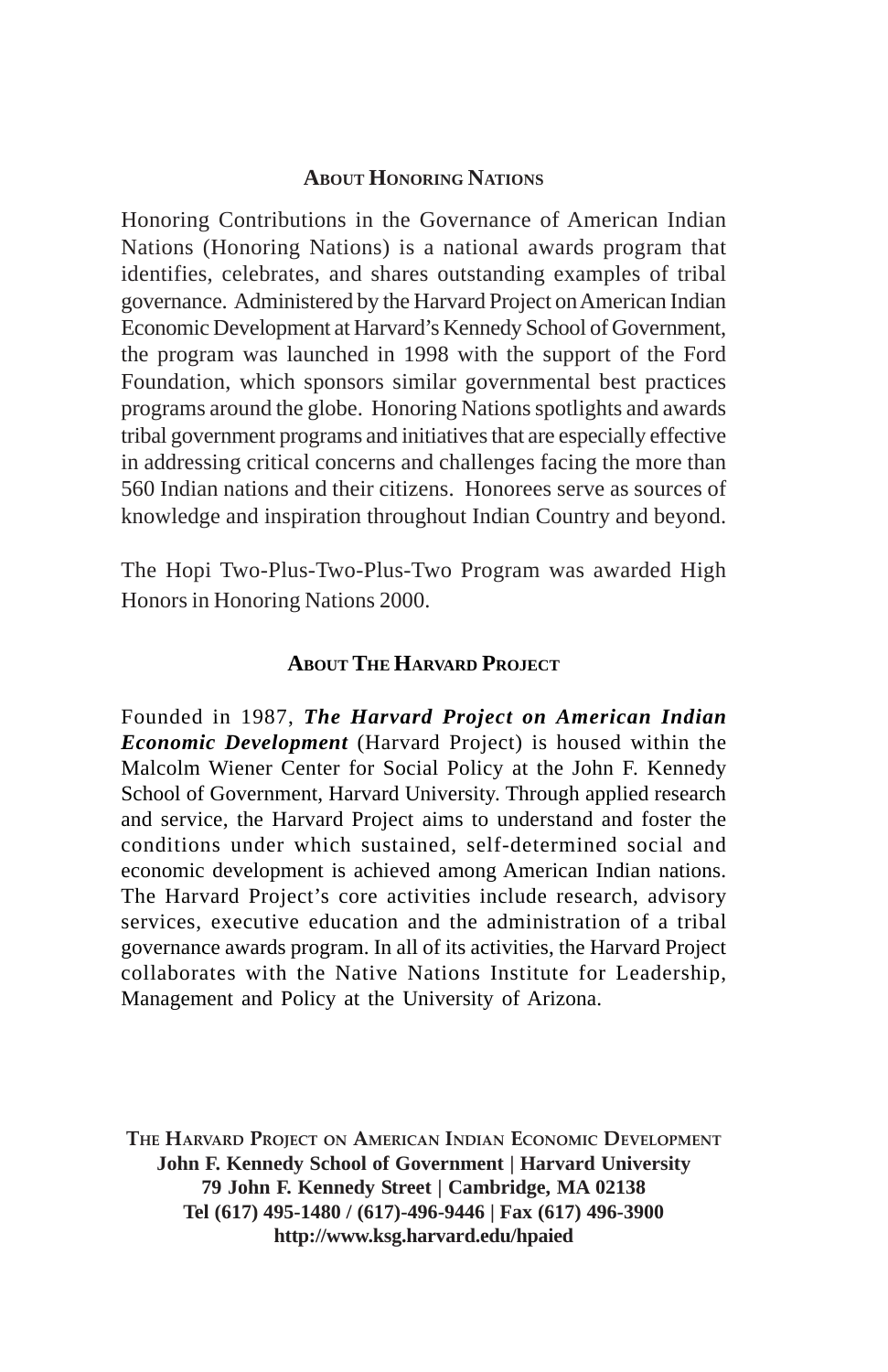## About Honoring Nations

Honoring Contributions in the Governance of American Indian Nations (Honoring Nations) is a national awards program that identifies, celebrates, and shares outstanding examples of tribal governance. Administered by the Harvard Project on American Indian Economic Development at Harvard's Kennedy School of Government, the program was launched in 1998 with the support of the Ford Foundation, which sponsors similar governmental best practices programs around the globe. Honoring Nations spotlights and awards tribal government programs and initiatives that are especially effective in addressing critical concerns and challenges facing the more than 560 Indian nations and their citizens. Honorees serve as sources of knowledge and inspiration throughout Indian Country and beyond.

The Hopi Two-Plus-Two-Plus-Two Program was awarded High Honors in Honoring Nations 2000.

## About The Harvard Project

Founded in 1987, ***The Harvard Project on American Indian Economic Development*** (Harvard Project) is housed within the Malcolm Wiener Center for Social Policy at the John F. Kennedy School of Government, Harvard University. Through applied research and service, the Harvard Project aims to understand and foster the conditions under which sustained, self-determined social and economic development is achieved among American Indian nations. The Harvard Project's core activities include research, advisory services, executive education and the administration of a tribal governance awards program. In all of its activities, the Harvard Project collaborates with the Native Nations Institute for Leadership, Management and Policy at the University of Arizona.

**The Harvard Project on American Indian Economic Development**
**John F. Kennedy School of Government | Harvard University**
**79 John F. Kennedy Street | Cambridge, MA 02138**
**Tel (617) 495-1480 / (617)-496-9446 | Fax (617) 496-3900**
**http://www.ksg.harvard.edu/hpaied**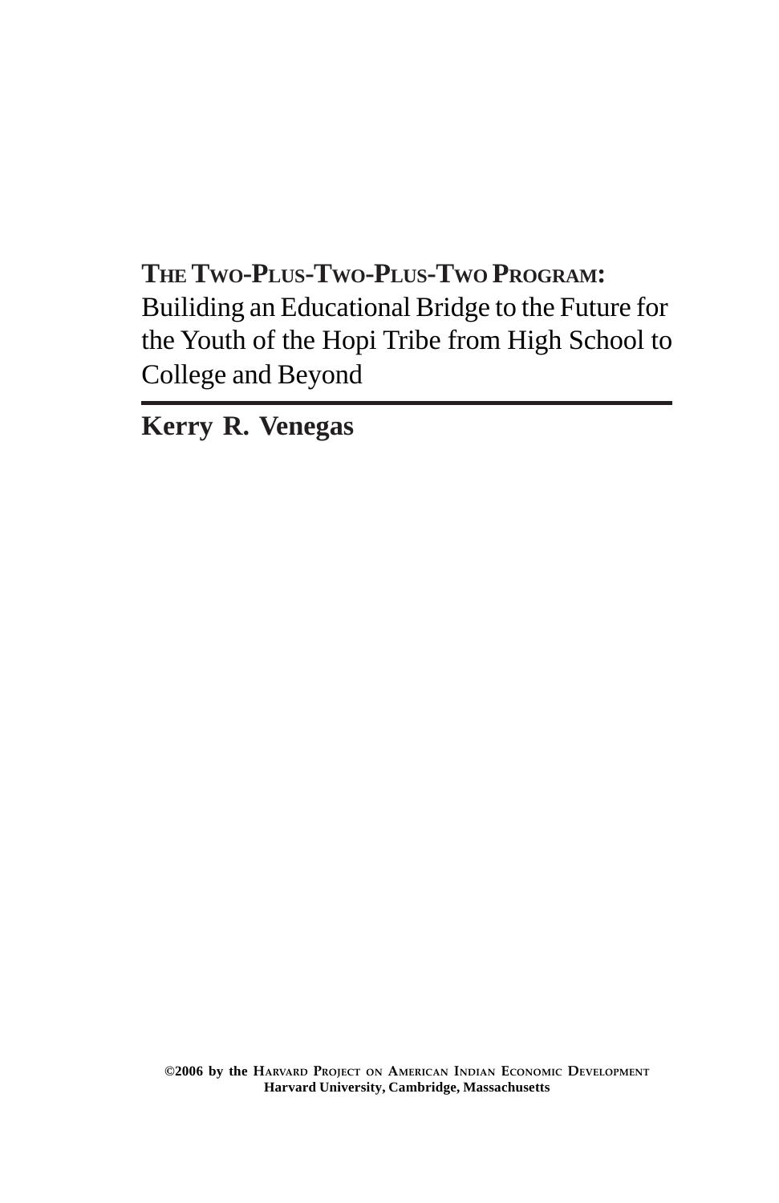# THE TWO-PLUS-TWO-PLUS-TWO PROGRAM: Builiding an Educational Bridge to the Future for the Youth of the Hopi Tribe from High School to College and Beyond

**Kerry R. Venegas**

**©2006 by the HARVARD PROJECT ON AMERICAN INDIAN ECONOMIC DEVELOPMENT**
**Harvard University, Cambridge, Massachusetts**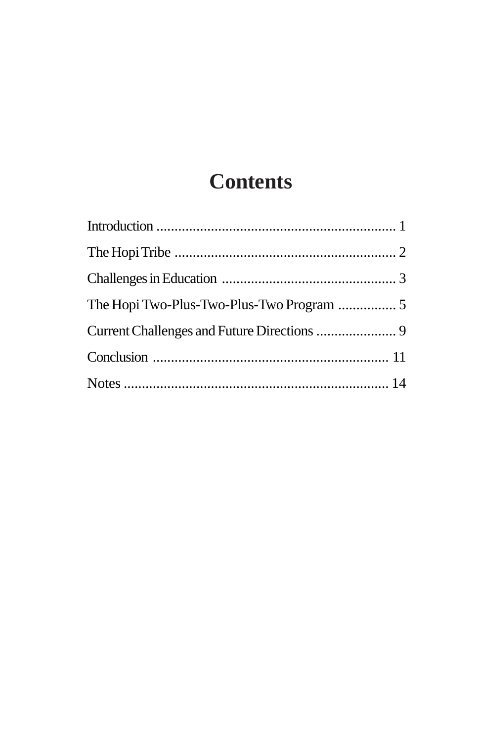# Contents

Introduction .................................................................. 1

The Hopi Tribe ............................................................. 2

Challenges in Education ................................................ 3

The Hopi Two-Plus-Two-Plus-Two Program ................ 5

Current Challenges and Future Directions ...................... 9

Conclusion ................................................................. 11

Notes ......................................................................... 14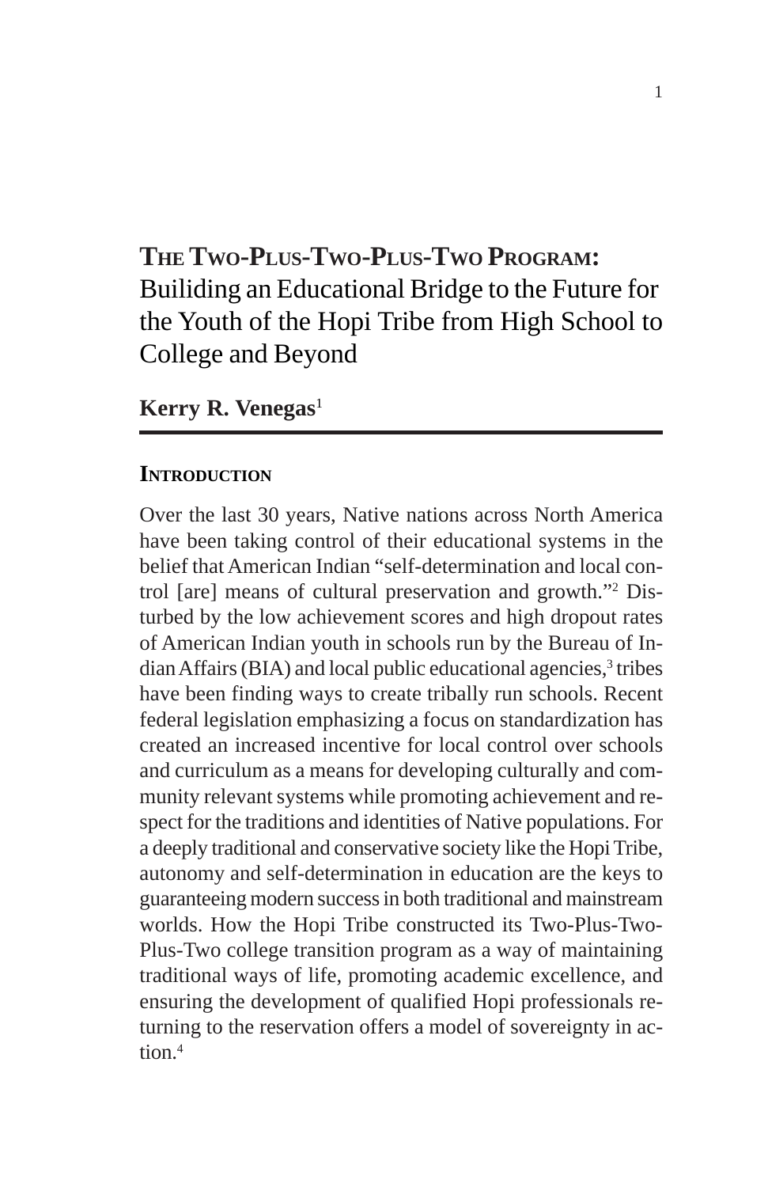# The Two-Plus-Two-Plus-Two Program: Builiding an Educational Bridge to the Future for the Youth of the Hopi Tribe from High School to College and Beyond

**Kerry R. Venegas**[1]

## Introduction

Over the last 30 years, Native nations across North America have been taking control of their educational systems in the belief that American Indian "self-determination and local control [are] means of cultural preservation and growth."[2] Disturbed by the low achievement scores and high dropout rates of American Indian youth in schools run by the Bureau of Indian Affairs (BIA) and local public educational agencies,[3] tribes have been finding ways to create tribally run schools. Recent federal legislation emphasizing a focus on standardization has created an increased incentive for local control over schools and curriculum as a means for developing culturally and community relevant systems while promoting achievement and respect for the traditions and identities of Native populations. For a deeply traditional and conservative society like the Hopi Tribe, autonomy and self-determination in education are the keys to guaranteeing modern success in both traditional and mainstream worlds. How the Hopi Tribe constructed its Two-Plus-Two-Plus-Two college transition program as a way of maintaining traditional ways of life, promoting academic excellence, and ensuring the development of qualified Hopi professionals returning to the reservation offers a model of sovereignty in action.[4]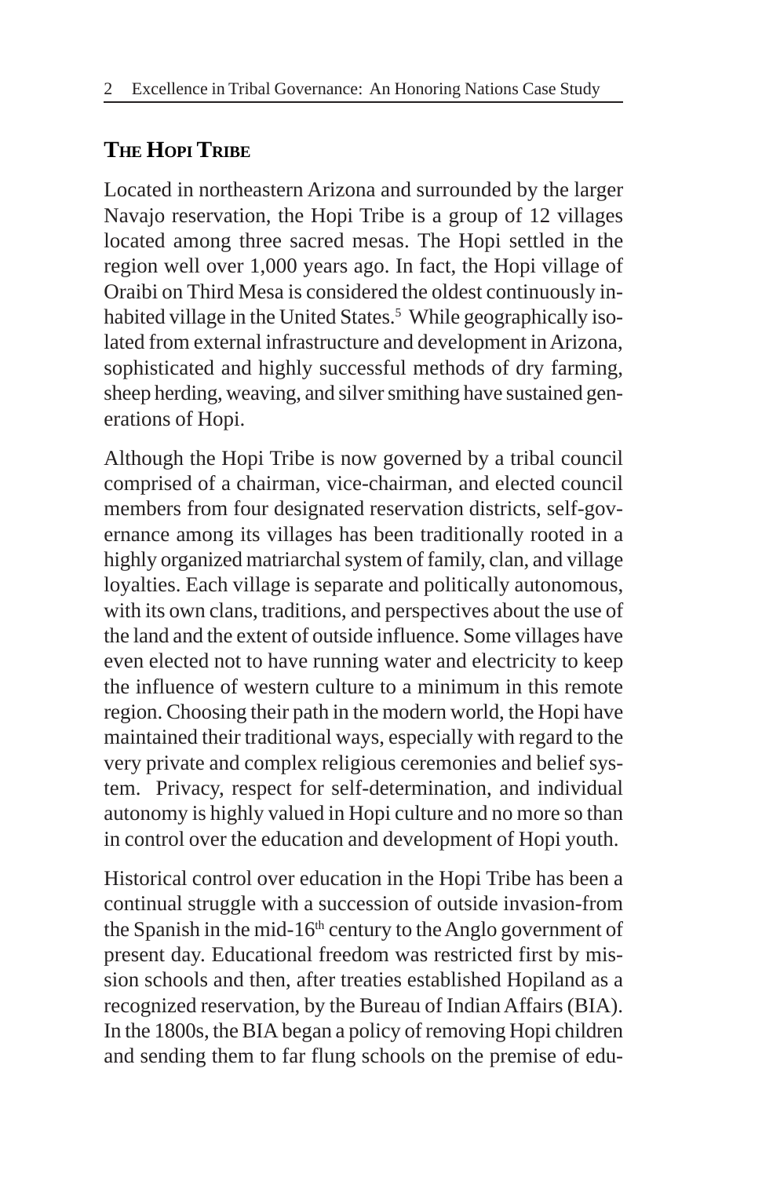## THE HOPI TRIBE

Located in northeastern Arizona and surrounded by the larger Navajo reservation, the Hopi Tribe is a group of 12 villages located among three sacred mesas. The Hopi settled in the region well over 1,000 years ago. In fact, the Hopi village of Oraibi on Third Mesa is considered the oldest continuously inhabited village in the United States.[5] While geographically isolated from external infrastructure and development in Arizona, sophisticated and highly successful methods of dry farming, sheep herding, weaving, and silver smithing have sustained generations of Hopi.

Although the Hopi Tribe is now governed by a tribal council comprised of a chairman, vice-chairman, and elected council members from four designated reservation districts, self-governance among its villages has been traditionally rooted in a highly organized matriarchal system of family, clan, and village loyalties. Each village is separate and politically autonomous, with its own clans, traditions, and perspectives about the use of the land and the extent of outside influence. Some villages have even elected not to have running water and electricity to keep the influence of western culture to a minimum in this remote region. Choosing their path in the modern world, the Hopi have maintained their traditional ways, especially with regard to the very private and complex religious ceremonies and belief system. Privacy, respect for self-determination, and individual autonomy is highly valued in Hopi culture and no more so than in control over the education and development of Hopi youth.

Historical control over education in the Hopi Tribe has been a continual struggle with a succession of outside invasion-from the Spanish in the mid-16th century to the Anglo government of present day. Educational freedom was restricted first by mission schools and then, after treaties established Hopiland as a recognized reservation, by the Bureau of Indian Affairs (BIA). In the 1800s, the BIA began a policy of removing Hopi children and sending them to far flung schools on the premise of edu-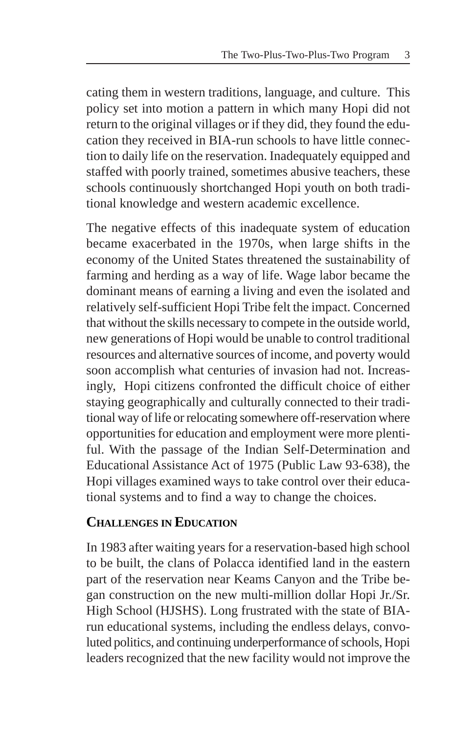cating them in western traditions, language, and culture. This policy set into motion a pattern in which many Hopi did not return to the original villages or if they did, they found the education they received in BIA-run schools to have little connection to daily life on the reservation. Inadequately equipped and staffed with poorly trained, sometimes abusive teachers, these schools continuously shortchanged Hopi youth on both traditional knowledge and western academic excellence.

The negative effects of this inadequate system of education became exacerbated in the 1970s, when large shifts in the economy of the United States threatened the sustainability of farming and herding as a way of life. Wage labor became the dominant means of earning a living and even the isolated and relatively self-sufficient Hopi Tribe felt the impact. Concerned that without the skills necessary to compete in the outside world, new generations of Hopi would be unable to control traditional resources and alternative sources of income, and poverty would soon accomplish what centuries of invasion had not. Increasingly, Hopi citizens confronted the difficult choice of either staying geographically and culturally connected to their traditional way of life or relocating somewhere off-reservation where opportunities for education and employment were more plentiful. With the passage of the Indian Self-Determination and Educational Assistance Act of 1975 (Public Law 93-638), the Hopi villages examined ways to take control over their educational systems and to find a way to change the choices.

## Challenges in Education

In 1983 after waiting years for a reservation-based high school to be built, the clans of Polacca identified land in the eastern part of the reservation near Keams Canyon and the Tribe began construction on the new multi-million dollar Hopi Jr./Sr. High School (HJSHS). Long frustrated with the state of BIA-run educational systems, including the endless delays, convoluted politics, and continuing underperformance of schools, Hopi leaders recognized that the new facility would not improve the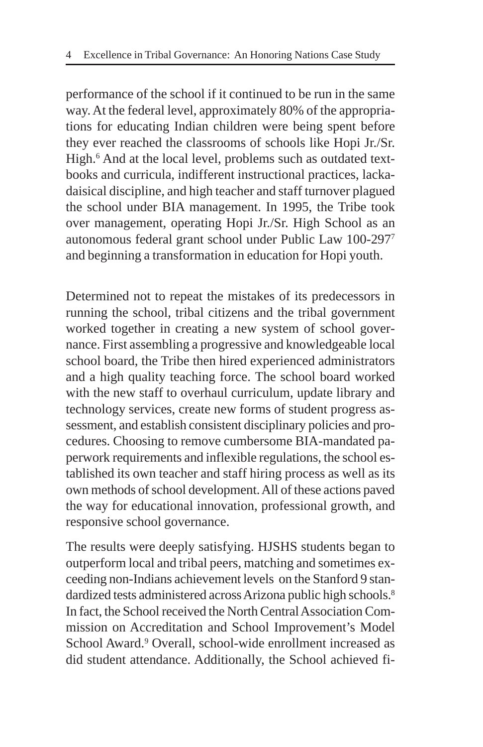performance of the school if it continued to be run in the same way. At the federal level, approximately 80% of the appropriations for educating Indian children were being spent before they ever reached the classrooms of schools like Hopi Jr./Sr. High.[6] And at the local level, problems such as outdated textbooks and curricula, indifferent instructional practices, lackadaisical discipline, and high teacher and staff turnover plagued the school under BIA management. In 1995, the Tribe took over management, operating Hopi Jr./Sr. High School as an autonomous federal grant school under Public Law 100-297[7] and beginning a transformation in education for Hopi youth.

Determined not to repeat the mistakes of its predecessors in running the school, tribal citizens and the tribal government worked together in creating a new system of school governance. First assembling a progressive and knowledgeable local school board, the Tribe then hired experienced administrators and a high quality teaching force. The school board worked with the new staff to overhaul curriculum, update library and technology services, create new forms of student progress assessment, and establish consistent disciplinary policies and procedures. Choosing to remove cumbersome BIA-mandated paperwork requirements and inflexible regulations, the school established its own teacher and staff hiring process as well as its own methods of school development. All of these actions paved the way for educational innovation, professional growth, and responsive school governance.

The results were deeply satisfying. HJSHS students began to outperform local and tribal peers, matching and sometimes exceeding non-Indians achievement levels on the Stanford 9 standardized tests administered across Arizona public high schools.[8] In fact, the School received the North Central Association Commission on Accreditation and School Improvement's Model School Award.[9] Overall, school-wide enrollment increased as did student attendance. Additionally, the School achieved fi-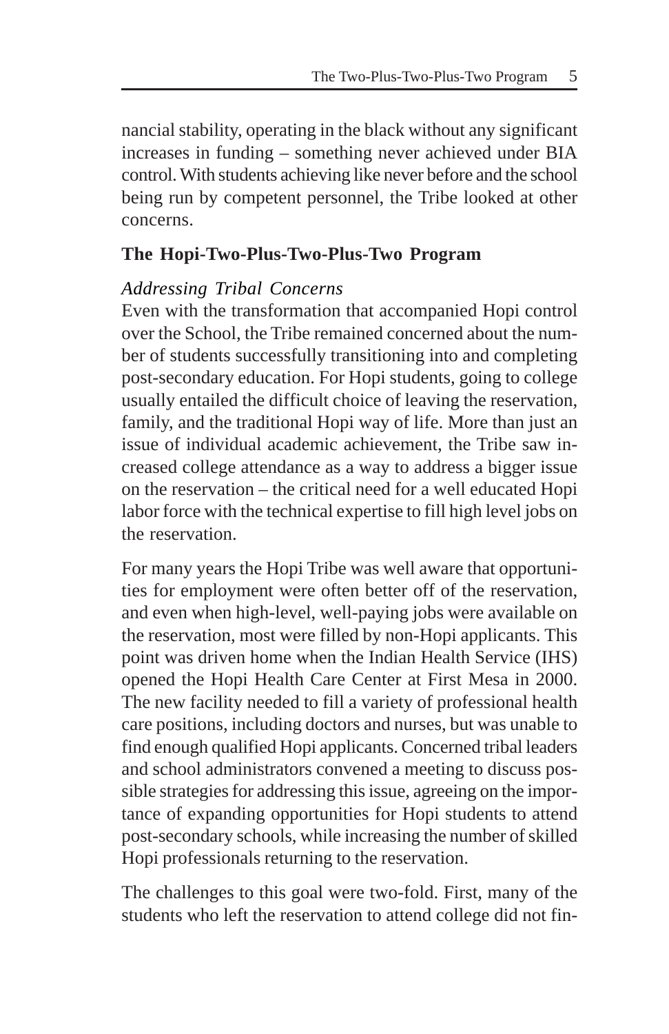nancial stability, operating in the black without any significant increases in funding – something never achieved under BIA control. With students achieving like never before and the school being run by competent personnel, the Tribe looked at other concerns.

## The Hopi-Two-Plus-Two-Plus-Two Program

### *Addressing Tribal Concerns*

Even with the transformation that accompanied Hopi control over the School, the Tribe remained concerned about the number of students successfully transitioning into and completing post-secondary education. For Hopi students, going to college usually entailed the difficult choice of leaving the reservation, family, and the traditional Hopi way of life. More than just an issue of individual academic achievement, the Tribe saw increased college attendance as a way to address a bigger issue on the reservation – the critical need for a well educated Hopi labor force with the technical expertise to fill high level jobs on the reservation.

For many years the Hopi Tribe was well aware that opportunities for employment were often better off of the reservation, and even when high-level, well-paying jobs were available on the reservation, most were filled by non-Hopi applicants. This point was driven home when the Indian Health Service (IHS) opened the Hopi Health Care Center at First Mesa in 2000. The new facility needed to fill a variety of professional health care positions, including doctors and nurses, but was unable to find enough qualified Hopi applicants. Concerned tribal leaders and school administrators convened a meeting to discuss possible strategies for addressing this issue, agreeing on the importance of expanding opportunities for Hopi students to attend post-secondary schools, while increasing the number of skilled Hopi professionals returning to the reservation.

The challenges to this goal were two-fold. First, many of the students who left the reservation to attend college did not fin-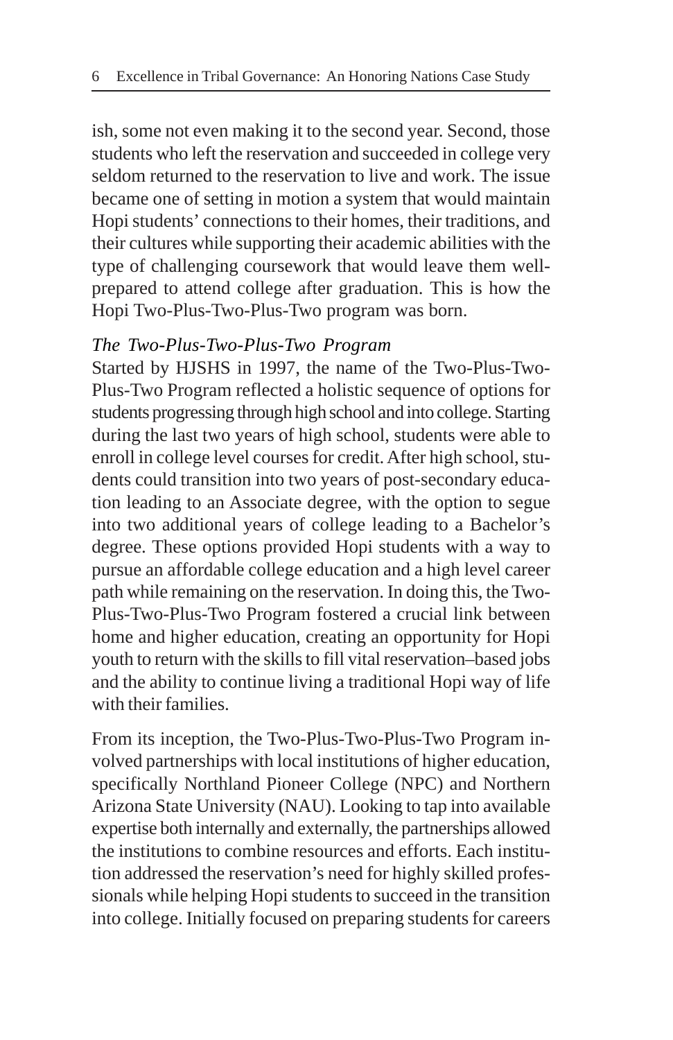ish, some not even making it to the second year. Second, those students who left the reservation and succeeded in college very seldom returned to the reservation to live and work. The issue became one of setting in motion a system that would maintain Hopi students' connections to their homes, their traditions, and their cultures while supporting their academic abilities with the type of challenging coursework that would leave them well-prepared to attend college after graduation. This is how the Hopi Two-Plus-Two-Plus-Two program was born.

*The Two-Plus-Two-Plus-Two Program*

Started by HJSHS in 1997, the name of the Two-Plus-Two-Plus-Two Program reflected a holistic sequence of options for students progressing through high school and into college. Starting during the last two years of high school, students were able to enroll in college level courses for credit. After high school, students could transition into two years of post-secondary education leading to an Associate degree, with the option to segue into two additional years of college leading to a Bachelor's degree. These options provided Hopi students with a way to pursue an affordable college education and a high level career path while remaining on the reservation. In doing this, the Two-Plus-Two-Plus-Two Program fostered a crucial link between home and higher education, creating an opportunity for Hopi youth to return with the skills to fill vital reservation–based jobs and the ability to continue living a traditional Hopi way of life with their families.

From its inception, the Two-Plus-Two-Plus-Two Program involved partnerships with local institutions of higher education, specifically Northland Pioneer College (NPC) and Northern Arizona State University (NAU). Looking to tap into available expertise both internally and externally, the partnerships allowed the institutions to combine resources and efforts. Each institution addressed the reservation's need for highly skilled professionals while helping Hopi students to succeed in the transition into college. Initially focused on preparing students for careers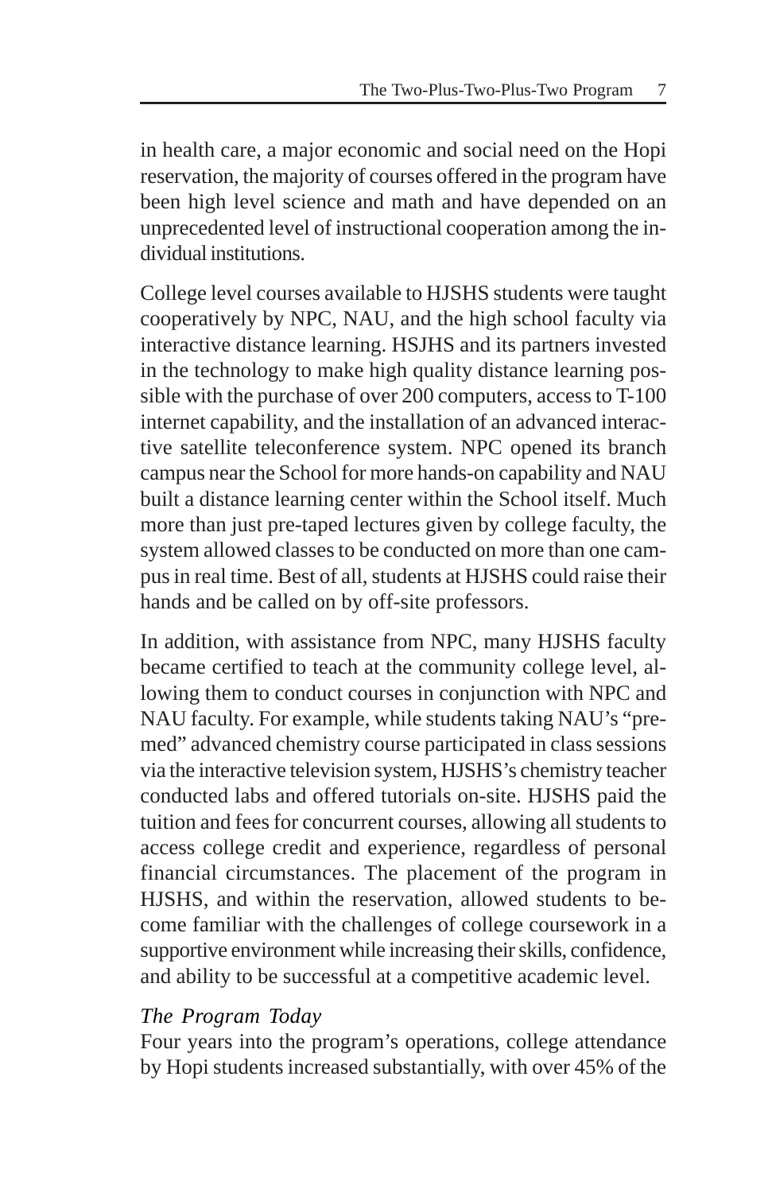in health care, a major economic and social need on the Hopi reservation, the majority of courses offered in the program have been high level science and math and have depended on an unprecedented level of instructional cooperation among the individual institutions.

College level courses available to HJSHS students were taught cooperatively by NPC, NAU, and the high school faculty via interactive distance learning. HSJHS and its partners invested in the technology to make high quality distance learning possible with the purchase of over 200 computers, access to T-100 internet capability, and the installation of an advanced interactive satellite teleconference system. NPC opened its branch campus near the School for more hands-on capability and NAU built a distance learning center within the School itself. Much more than just pre-taped lectures given by college faculty, the system allowed classes to be conducted on more than one campus in real time. Best of all, students at HJSHS could raise their hands and be called on by off-site professors.

In addition, with assistance from NPC, many HJSHS faculty became certified to teach at the community college level, allowing them to conduct courses in conjunction with NPC and NAU faculty. For example, while students taking NAU's "premed" advanced chemistry course participated in class sessions via the interactive television system, HJSHS's chemistry teacher conducted labs and offered tutorials on-site. HJSHS paid the tuition and fees for concurrent courses, allowing all students to access college credit and experience, regardless of personal financial circumstances. The placement of the program in HJSHS, and within the reservation, allowed students to become familiar with the challenges of college coursework in a supportive environment while increasing their skills, confidence, and ability to be successful at a competitive academic level.

### *The Program Today*

Four years into the program's operations, college attendance by Hopi students increased substantially, with over 45% of the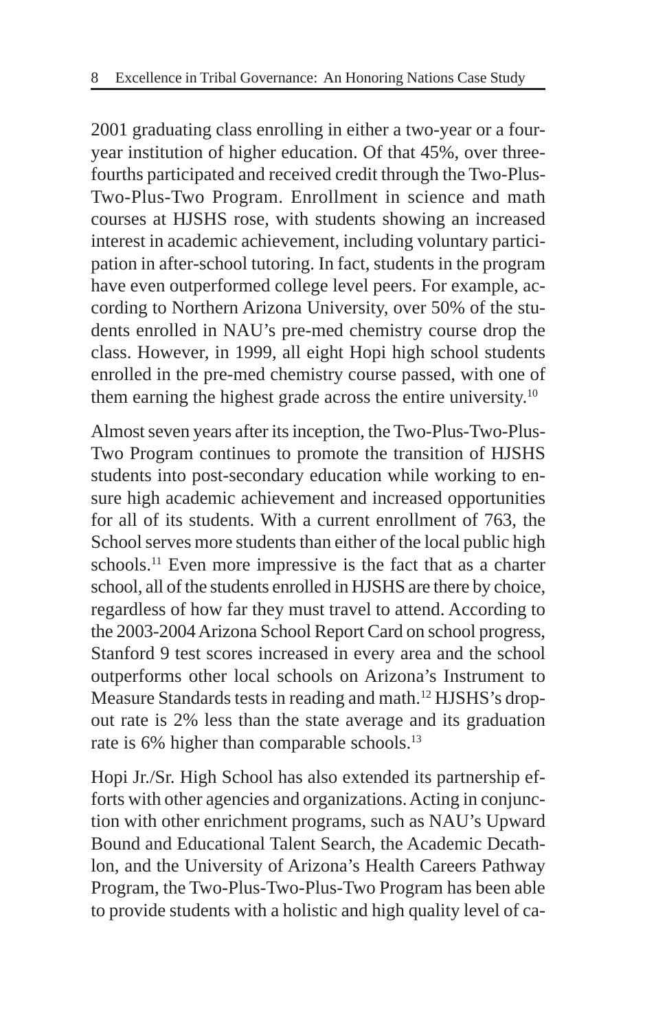2001 graduating class enrolling in either a two-year or a four-year institution of higher education. Of that 45%, over three-fourths participated and received credit through the Two-Plus-Two-Plus-Two Program. Enrollment in science and math courses at HJSHS rose, with students showing an increased interest in academic achievement, including voluntary participation in after-school tutoring. In fact, students in the program have even outperformed college level peers. For example, according to Northern Arizona University, over 50% of the students enrolled in NAU's pre-med chemistry course drop the class. However, in 1999, all eight Hopi high school students enrolled in the pre-med chemistry course passed, with one of them earning the highest grade across the entire university.[10]

Almost seven years after its inception, the Two-Plus-Two-Plus-Two Program continues to promote the transition of HJSHS students into post-secondary education while working to ensure high academic achievement and increased opportunities for all of its students. With a current enrollment of 763, the School serves more students than either of the local public high schools.[11] Even more impressive is the fact that as a charter school, all of the students enrolled in HJSHS are there by choice, regardless of how far they must travel to attend. According to the 2003-2004 Arizona School Report Card on school progress, Stanford 9 test scores increased in every area and the school outperforms other local schools on Arizona's Instrument to Measure Standards tests in reading and math.[12] HJSHS's drop-out rate is 2% less than the state average and its graduation rate is 6% higher than comparable schools.[13]

Hopi Jr./Sr. High School has also extended its partnership efforts with other agencies and organizations. Acting in conjunction with other enrichment programs, such as NAU's Upward Bound and Educational Talent Search, the Academic Decathlon, and the University of Arizona's Health Careers Pathway Program, the Two-Plus-Two-Plus-Two Program has been able to provide students with a holistic and high quality level of ca-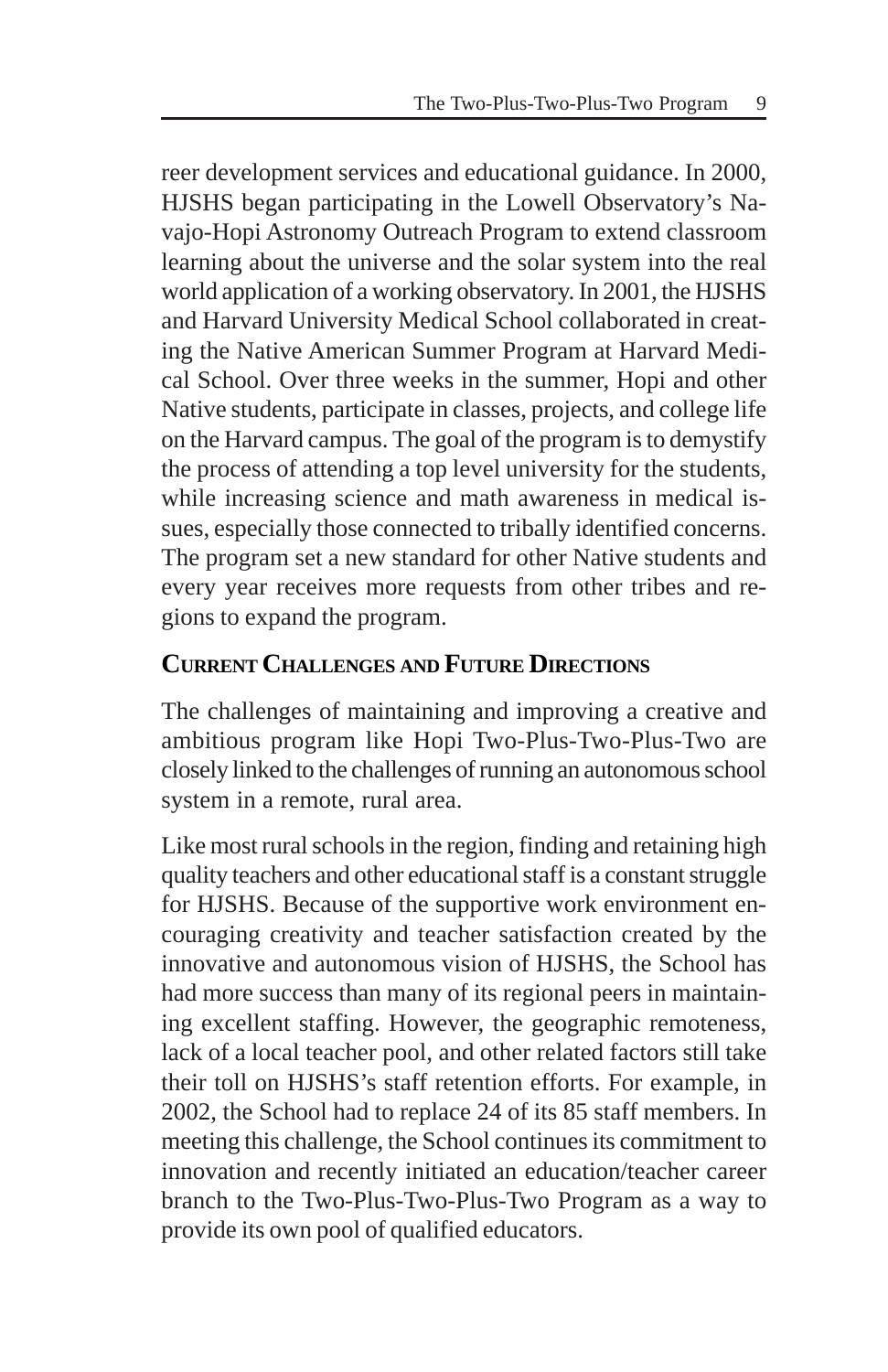reer development services and educational guidance. In 2000, HJSHS began participating in the Lowell Observatory's Navajo-Hopi Astronomy Outreach Program to extend classroom learning about the universe and the solar system into the real world application of a working observatory. In 2001, the HJSHS and Harvard University Medical School collaborated in creating the Native American Summer Program at Harvard Medical School. Over three weeks in the summer, Hopi and other Native students, participate in classes, projects, and college life on the Harvard campus. The goal of the program is to demystify the process of attending a top level university for the students, while increasing science and math awareness in medical issues, especially those connected to tribally identified concerns. The program set a new standard for other Native students and every year receives more requests from other tribes and regions to expand the program.

## Current Challenges and Future Directions

The challenges of maintaining and improving a creative and ambitious program like Hopi Two-Plus-Two-Plus-Two are closely linked to the challenges of running an autonomous school system in a remote, rural area.

Like most rural schools in the region, finding and retaining high quality teachers and other educational staff is a constant struggle for HJSHS. Because of the supportive work environment encouraging creativity and teacher satisfaction created by the innovative and autonomous vision of HJSHS, the School has had more success than many of its regional peers in maintaining excellent staffing. However, the geographic remoteness, lack of a local teacher pool, and other related factors still take their toll on HJSHS's staff retention efforts. For example, in 2002, the School had to replace 24 of its 85 staff members. In meeting this challenge, the School continues its commitment to innovation and recently initiated an education/teacher career branch to the Two-Plus-Two-Plus-Two Program as a way to provide its own pool of qualified educators.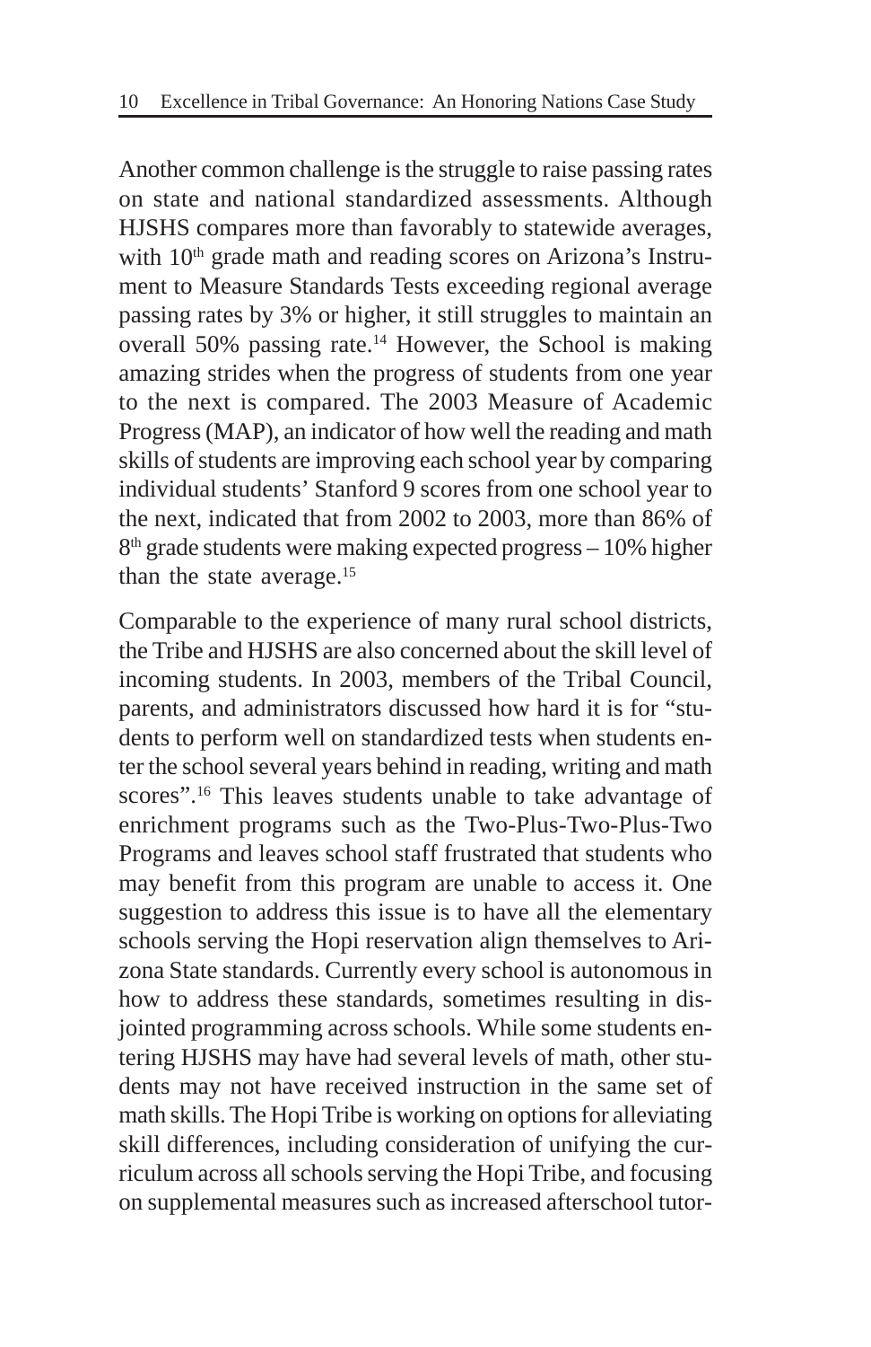Another common challenge is the struggle to raise passing rates on state and national standardized assessments. Although HJSHS compares more than favorably to statewide averages, with 10th grade math and reading scores on Arizona's Instrument to Measure Standards Tests exceeding regional average passing rates by 3% or higher, it still struggles to maintain an overall 50% passing rate.[14] However, the School is making amazing strides when the progress of students from one year to the next is compared. The 2003 Measure of Academic Progress (MAP), an indicator of how well the reading and math skills of students are improving each school year by comparing individual students' Stanford 9 scores from one school year to the next, indicated that from 2002 to 2003, more than 86% of 8th grade students were making expected progress – 10% higher than the state average.[15]

Comparable to the experience of many rural school districts, the Tribe and HJSHS are also concerned about the skill level of incoming students. In 2003, members of the Tribal Council, parents, and administrators discussed how hard it is for "students to perform well on standardized tests when students enter the school several years behind in reading, writing and math scores".[16] This leaves students unable to take advantage of enrichment programs such as the Two-Plus-Two-Plus-Two Programs and leaves school staff frustrated that students who may benefit from this program are unable to access it. One suggestion to address this issue is to have all the elementary schools serving the Hopi reservation align themselves to Arizona State standards. Currently every school is autonomous in how to address these standards, sometimes resulting in disjointed programming across schools. While some students entering HJSHS may have had several levels of math, other students may not have received instruction in the same set of math skills. The Hopi Tribe is working on options for alleviating skill differences, including consideration of unifying the curriculum across all schools serving the Hopi Tribe, and focusing on supplemental measures such as increased afterschool tutor-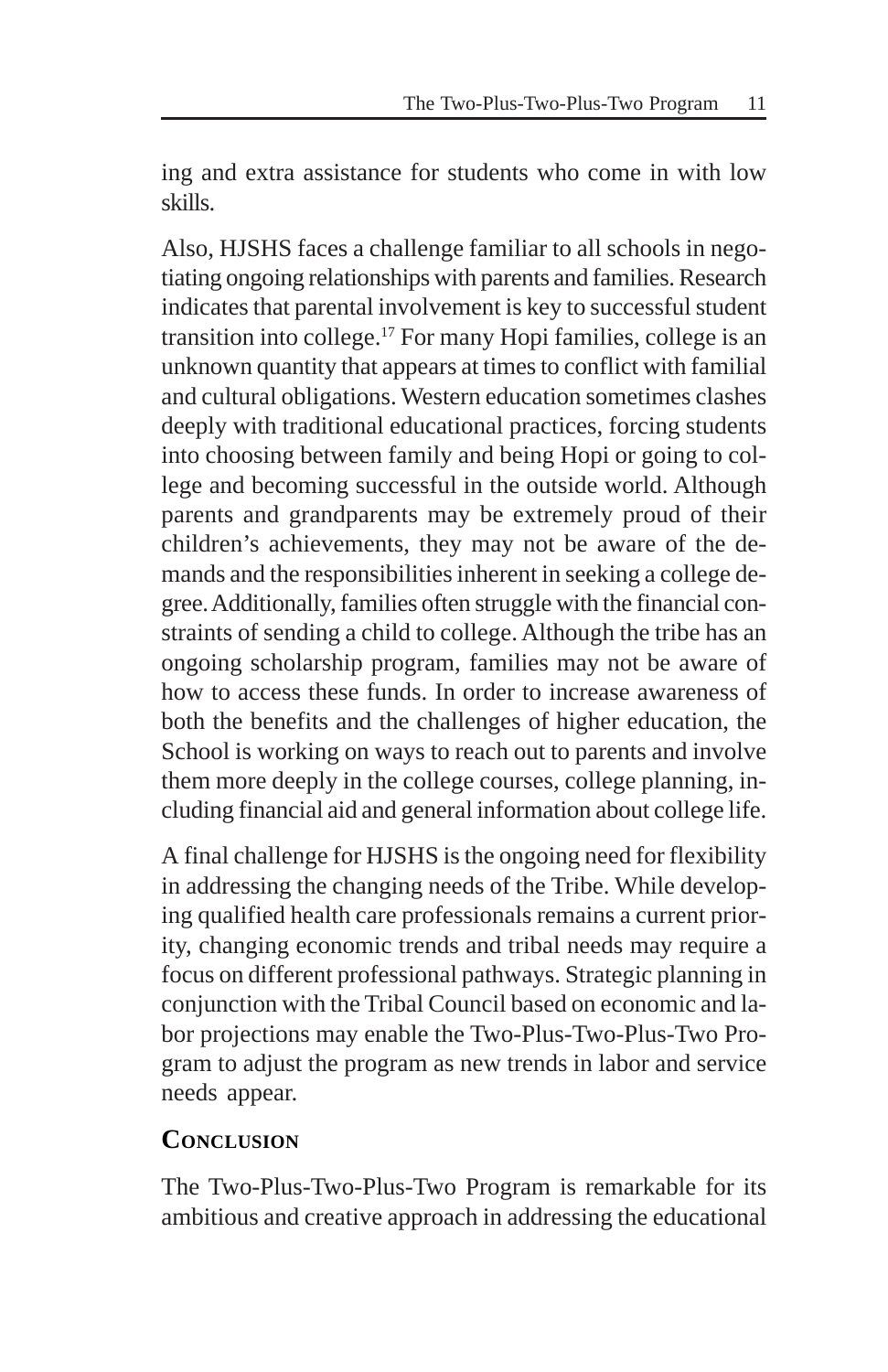ing and extra assistance for students who come in with low skills.

Also, HJSHS faces a challenge familiar to all schools in negotiating ongoing relationships with parents and families. Research indicates that parental involvement is key to successful student transition into college.[17] For many Hopi families, college is an unknown quantity that appears at times to conflict with familial and cultural obligations. Western education sometimes clashes deeply with traditional educational practices, forcing students into choosing between family and being Hopi or going to college and becoming successful in the outside world. Although parents and grandparents may be extremely proud of their children's achievements, they may not be aware of the demands and the responsibilities inherent in seeking a college degree. Additionally, families often struggle with the financial constraints of sending a child to college. Although the tribe has an ongoing scholarship program, families may not be aware of how to access these funds. In order to increase awareness of both the benefits and the challenges of higher education, the School is working on ways to reach out to parents and involve them more deeply in the college courses, college planning, including financial aid and general information about college life.

A final challenge for HJSHS is the ongoing need for flexibility in addressing the changing needs of the Tribe. While developing qualified health care professionals remains a current priority, changing economic trends and tribal needs may require a focus on different professional pathways. Strategic planning in conjunction with the Tribal Council based on economic and labor projections may enable the Two-Plus-Two-Plus-Two Program to adjust the program as new trends in labor and service needs appear.

## Conclusion

The Two-Plus-Two-Plus-Two Program is remarkable for its ambitious and creative approach in addressing the educational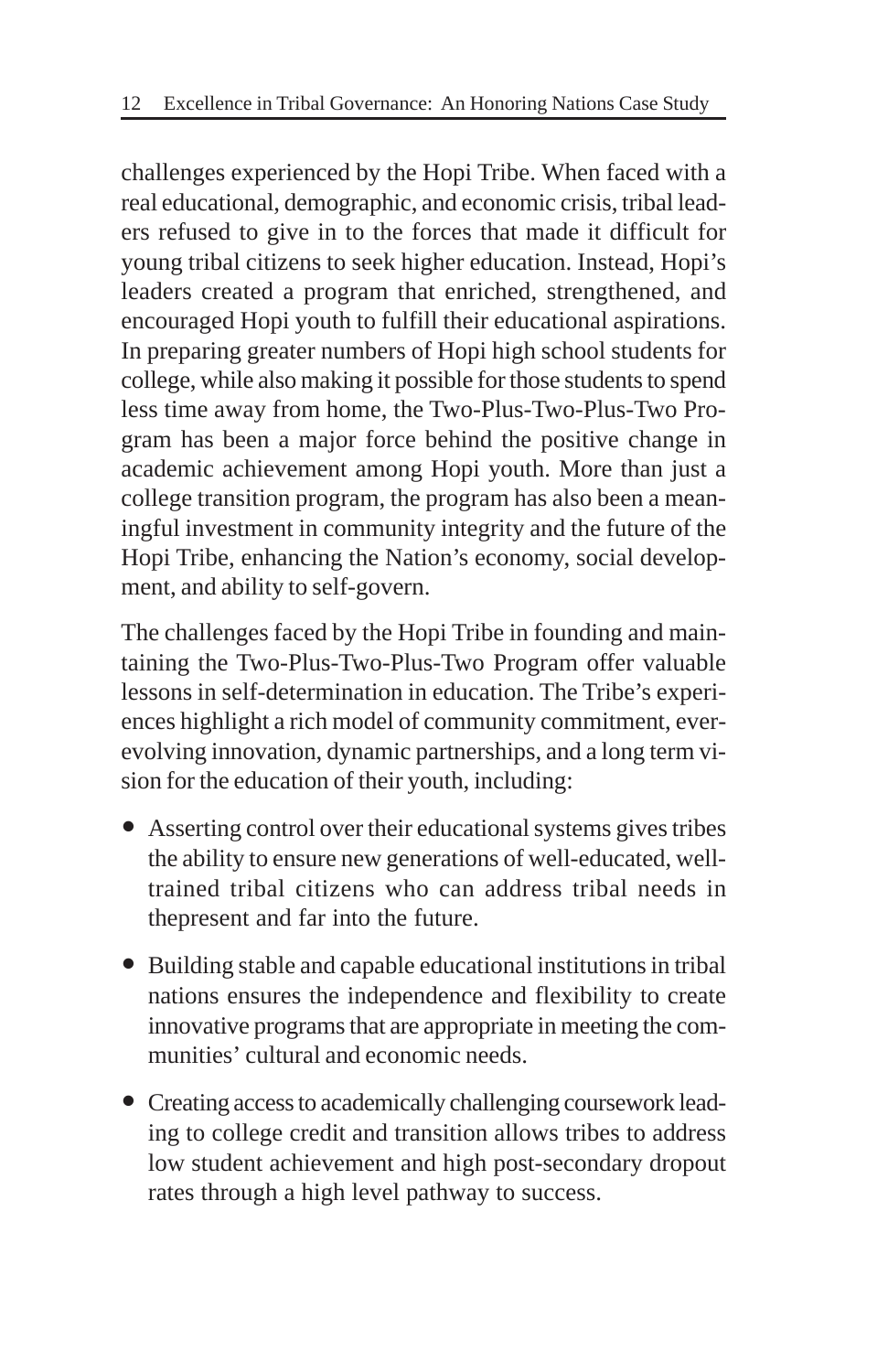challenges experienced by the Hopi Tribe. When faced with a real educational, demographic, and economic crisis, tribal leaders refused to give in to the forces that made it difficult for young tribal citizens to seek higher education. Instead, Hopi's leaders created a program that enriched, strengthened, and encouraged Hopi youth to fulfill their educational aspirations. In preparing greater numbers of Hopi high school students for college, while also making it possible for those students to spend less time away from home, the Two-Plus-Two-Plus-Two Program has been a major force behind the positive change in academic achievement among Hopi youth. More than just a college transition program, the program has also been a meaningful investment in community integrity and the future of the Hopi Tribe, enhancing the Nation's economy, social development, and ability to self-govern.

The challenges faced by the Hopi Tribe in founding and maintaining the Two-Plus-Two-Plus-Two Program offer valuable lessons in self-determination in education. The Tribe's experiences highlight a rich model of community commitment, ever-evolving innovation, dynamic partnerships, and a long term vision for the education of their youth, including:

- Asserting control over their educational systems gives tribes the ability to ensure new generations of well-educated, well-trained tribal citizens who can address tribal needs in thepresent and far into the future.
- Building stable and capable educational institutions in tribal nations ensures the independence and flexibility to create innovative programs that are appropriate in meeting the communities' cultural and economic needs.
- Creating access to academically challenging coursework leading to college credit and transition allows tribes to address low student achievement and high post-secondary dropout rates through a high level pathway to success.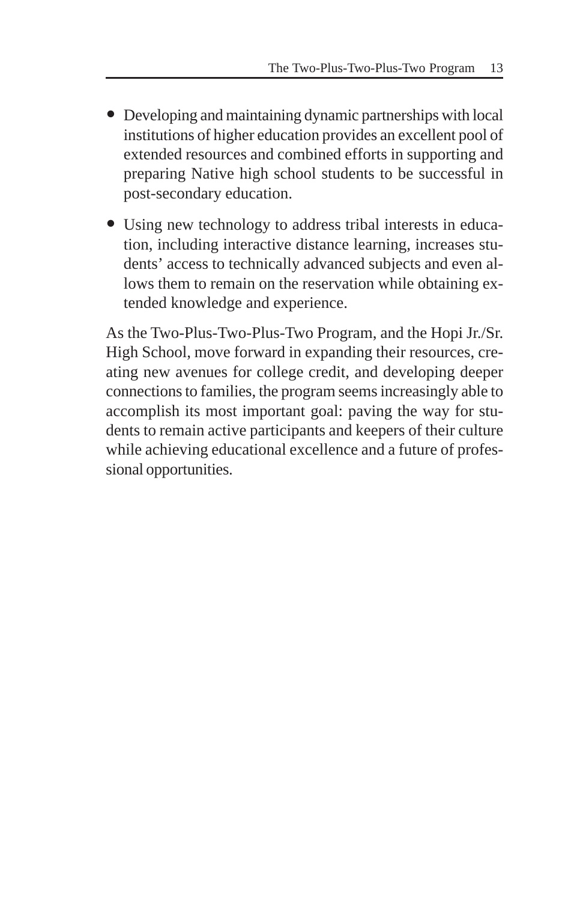- Developing and maintaining dynamic partnerships with local institutions of higher education provides an excellent pool of extended resources and combined efforts in supporting and preparing Native high school students to be successful in post-secondary education.
- Using new technology to address tribal interests in education, including interactive distance learning, increases students' access to technically advanced subjects and even allows them to remain on the reservation while obtaining extended knowledge and experience.

As the Two-Plus-Two-Plus-Two Program, and the Hopi Jr./Sr. High School, move forward in expanding their resources, creating new avenues for college credit, and developing deeper connections to families, the program seems increasingly able to accomplish its most important goal: paving the way for students to remain active participants and keepers of their culture while achieving educational excellence and a future of professional opportunities.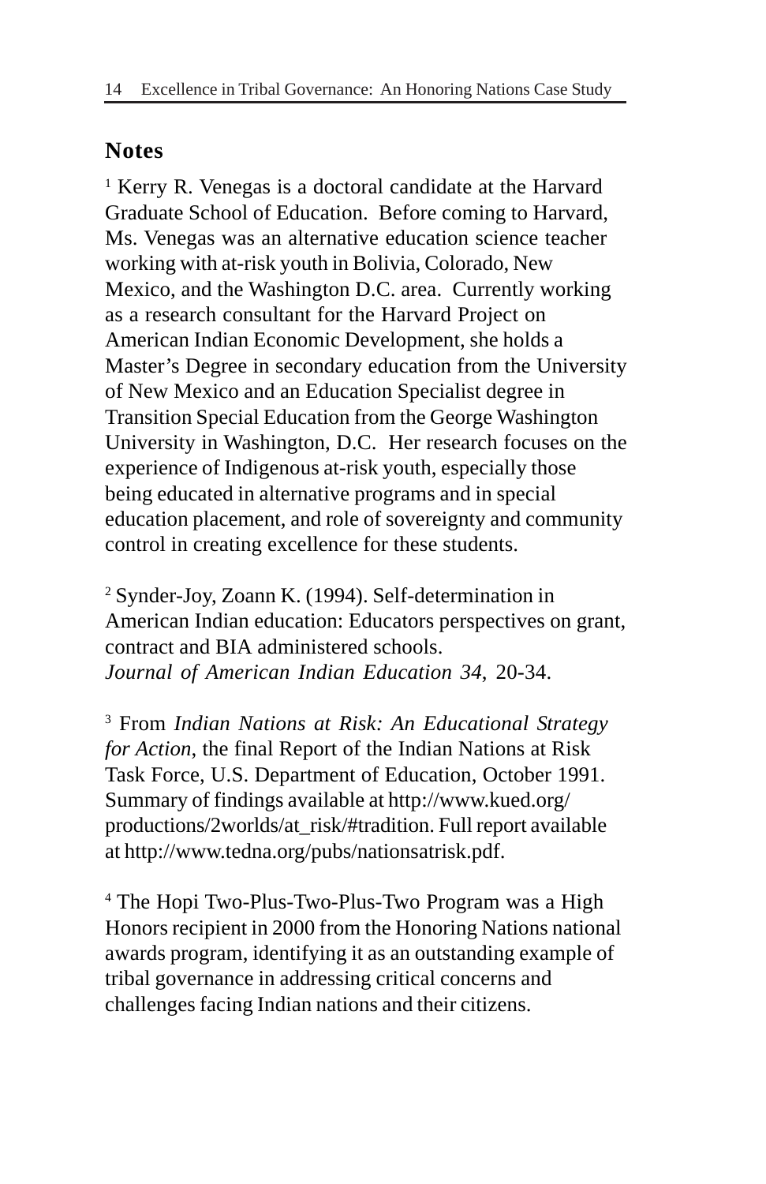## Notes

[1] Kerry R. Venegas is a doctoral candidate at the Harvard Graduate School of Education. Before coming to Harvard, Ms. Venegas was an alternative education science teacher working with at-risk youth in Bolivia, Colorado, New Mexico, and the Washington D.C. area. Currently working as a research consultant for the Harvard Project on American Indian Economic Development, she holds a Master's Degree in secondary education from the University of New Mexico and an Education Specialist degree in Transition Special Education from the George Washington University in Washington, D.C. Her research focuses on the experience of Indigenous at-risk youth, especially those being educated in alternative programs and in special education placement, and role of sovereignty and community control in creating excellence for these students.

[2] Synder-Joy, Zoann K. (1994). Self-determination in American Indian education: Educators perspectives on grant, contract and BIA administered schools. *Journal of American Indian Education 34*, 20-34.

[3] From *Indian Nations at Risk: An Educational Strategy for Action*, the final Report of the Indian Nations at Risk Task Force, U.S. Department of Education, October 1991. Summary of findings available at http://www.kued.org/productions/2worlds/at_risk/#tradition. Full report available at http://www.tedna.org/pubs/nationsatrisk.pdf.

[4] The Hopi Two-Plus-Two-Plus-Two Program was a High Honors recipient in 2000 from the Honoring Nations national awards program, identifying it as an outstanding example of tribal governance in addressing critical concerns and challenges facing Indian nations and their citizens.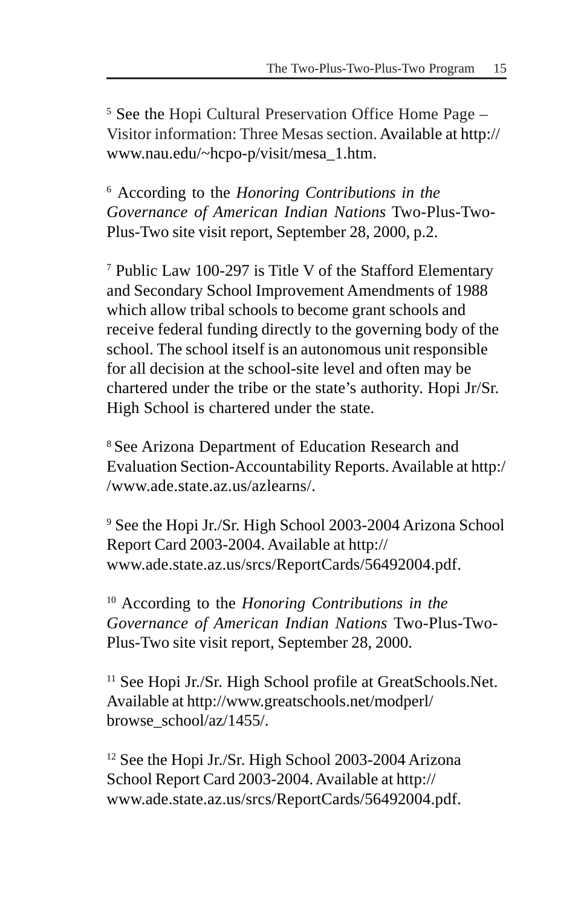[5] See the Hopi Cultural Preservation Office Home Page – Visitor information: Three Mesas section. Available at http://www.nau.edu/~hcpo-p/visit/mesa_1.htm.

[6] According to the *Honoring Contributions in the Governance of American Indian Nations* Two-Plus-Two-Plus-Two site visit report, September 28, 2000, p.2.

[7] Public Law 100-297 is Title V of the Stafford Elementary and Secondary School Improvement Amendments of 1988 which allow tribal schools to become grant schools and receive federal funding directly to the governing body of the school. The school itself is an autonomous unit responsible for all decision at the school-site level and often may be chartered under the tribe or the state's authority. Hopi Jr/Sr. High School is chartered under the state.

[8] See Arizona Department of Education Research and Evaluation Section-Accountability Reports. Available at http://www.ade.state.az.us/azlearns/.

[9] See the Hopi Jr./Sr. High School 2003-2004 Arizona School Report Card 2003-2004. Available at http://www.ade.state.az.us/srcs/ReportCards/56492004.pdf.

[10] According to the *Honoring Contributions in the Governance of American Indian Nations* Two-Plus-Two-Plus-Two site visit report, September 28, 2000.

[11] See Hopi Jr./Sr. High School profile at GreatSchools.Net. Available at http://www.greatschools.net/modperl/browse_school/az/1455/.

[12] See the Hopi Jr./Sr. High School 2003-2004 Arizona School Report Card 2003-2004. Available at http://www.ade.state.az.us/srcs/ReportCards/56492004.pdf.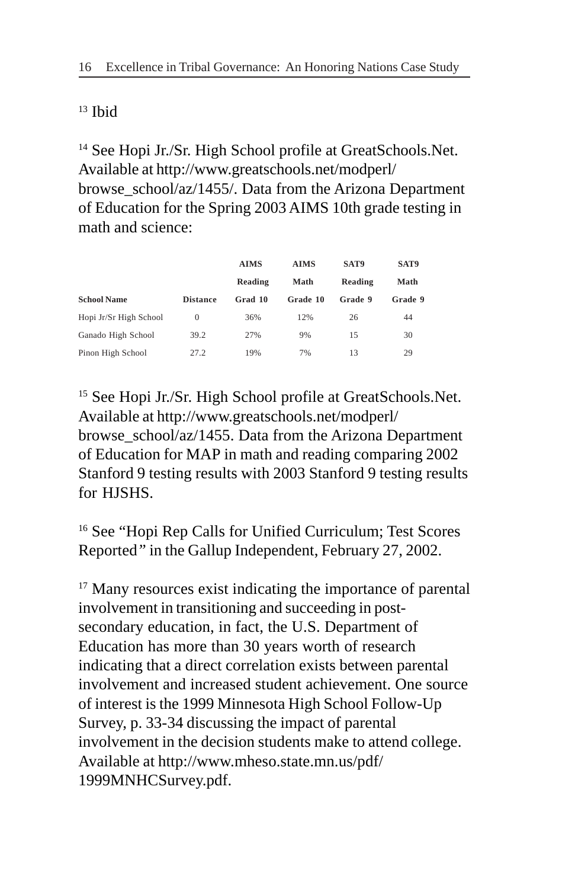[13] Ibid

[14] See Hopi Jr./Sr. High School profile at GreatSchools.Net. Available at http://www.greatschools.net/modperl/browse_school/az/1455/. Data from the Arizona Department of Education for the Spring 2003 AIMS 10th grade testing in math and science:

| School Name | Distance | AIMS Reading Grad 10 | AIMS Math Grade 10 | SAT9 Reading Grade 9 | SAT9 Math Grade 9 |
|---|---|---|---|---|---|
| Hopi Jr/Sr High School | 0 | 36% | 12% | 26 | 44 |
| Ganado High School | 39.2 | 27% | 9% | 15 | 30 |
| Pinon High School | 27.2 | 19% | 7% | 13 | 29 |

[15] See Hopi Jr./Sr. High School profile at GreatSchools.Net. Available at http://www.greatschools.net/modperl/browse_school/az/1455. Data from the Arizona Department of Education for MAP in math and reading comparing 2002 Stanford 9 testing results with 2003 Stanford 9 testing results for HJSHS.

[16] See "Hopi Rep Calls for Unified Curriculum; Test Scores Reported" in the Gallup Independent, February 27, 2002.

[17] Many resources exist indicating the importance of parental involvement in transitioning and succeeding in post-secondary education, in fact, the U.S. Department of Education has more than 30 years worth of research indicating that a direct correlation exists between parental involvement and increased student achievement. One source of interest is the 1999 Minnesota High School Follow-Up Survey, p. 33-34 discussing the impact of parental involvement in the decision students make to attend college. Available at http://www.mheso.state.mn.us/pdf/1999MNHCSurvey.pdf.